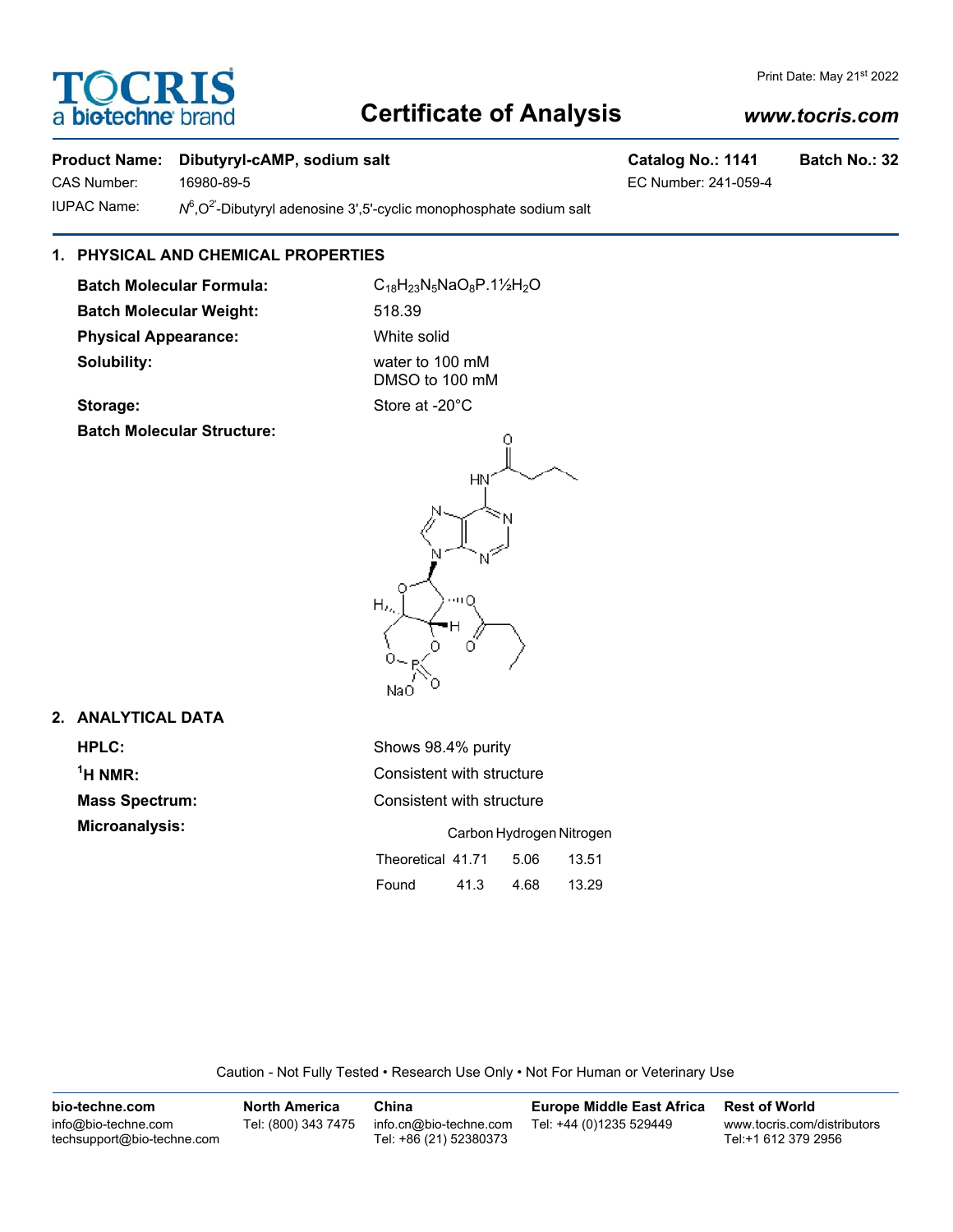# Certificate of Analysis

Print Date: May 21st 2022

www.tocris.com

**Product Name:** Dibutyryl-cAMP, sodium salt **Catalog No.:** 1141 **Batch No.:** 32

CAS Number: 16980-89-5 EC Number: 241-059-4

IUPAC Name: *N*[6],O[2']-Dibutyryl adenosine 3',5'-cyclic monophosphate sodium salt

## 1. PHYSICAL AND CHEMICAL PROPERTIES

**Batch Molecular Formula:** $C_{18}H_{23}N_5NaO_8P.1\frac{1}{2}H_2O$

**Batch Molecular Weight:** 518.39

**Physical Appearance:** White solid

**Solubility:** water to 100 mM
DMSO to 100 mM

**Storage:** Store at -20°C

**Batch Molecular Structure:**

## 2. ANALYTICAL DATA

**HPLC:** Shows 98.4% purity

**$^1$H NMR:** Consistent with structure

**Mass Spectrum:** Consistent with structure

**Microanalysis:**

| | Carbon | Hydrogen | Nitrogen |
|---|---|---|---|
| Theoretical | 41.71 | 5.06 | 13.51 |
| Found | 41.3 | 4.68 | 13.29 |

Caution - Not Fully Tested • Research Use Only • Not For Human or Veterinary Use

**bio-techne.com**
info@bio-techne.com
techsupport@bio-techne.com

**North America**
Tel: (800) 343 7475

**China**
info.cn@bio-techne.com
Tel: +86 (21) 52380373

**Europe Middle East Africa**
Tel: +44 (0)1235 529449

**Rest of World**
www.tocris.com/distributors
Tel:+1 612 379 2956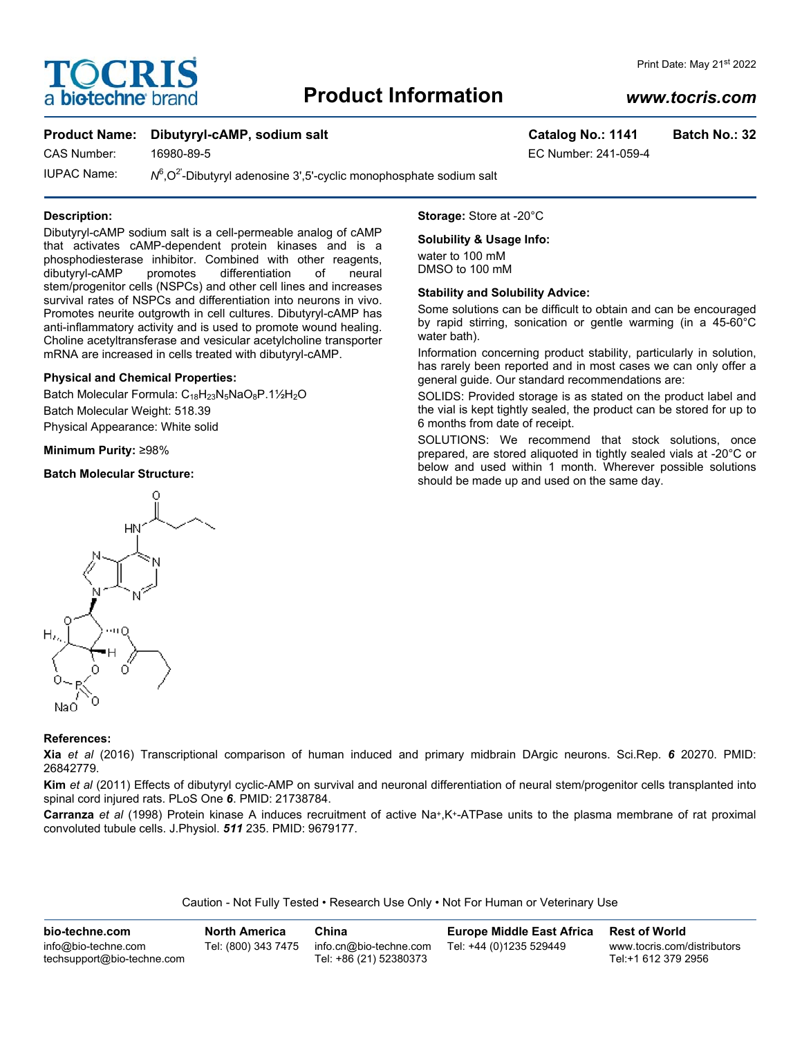# TOCRIS a bio-techne brand

## Product Information

www.tocris.com

Print Date: May 21st 2022

**Product Name:** Dibutyryl-cAMP, sodium salt  **Catalog No.:** 1141  **Batch No.:** 32

CAS Number: 16980-89-5  EC Number: 241-059-4

IUPAC Name: $N^6$,$O^{2'}$-Dibutyryl adenosine 3',5'-cyclic monophosphate sodium salt

### Description:

Dibutyryl-cAMP sodium salt is a cell-permeable analog of cAMP that activates cAMP-dependent protein kinases and is a phosphodiesterase inhibitor. Combined with other reagents, dibutyryl-cAMP promotes differentiation of neural stem/progenitor cells (NSPCs) and other cell lines and increases survival rates of NSPCs and differentiation into neurons in vivo. Promotes neurite outgrowth in cell cultures. Dibutyryl-cAMP has anti-inflammatory activity and is used to promote wound healing. Choline acetyltransferase and vesicular acetylcholine transporter mRNA are increased in cells treated with dibutyryl-cAMP.

### Physical and Chemical Properties:

Batch Molecular Formula: $C_{18}H_{23}N_5NaO_8P.1½H_2O$

Batch Molecular Weight: 518.39

Physical Appearance: White solid

**Minimum Purity:** ≥98%

### Batch Molecular Structure:

### Storage: Store at -20°C

### Solubility & Usage Info:

water to 100 mM

DMSO to 100 mM

### Stability and Solubility Advice:

Some solutions can be difficult to obtain and can be encouraged by rapid stirring, sonication or gentle warming (in a 45-60°C water bath).

Information concerning product stability, particularly in solution, has rarely been reported and in most cases we can only offer a general guide. Our standard recommendations are:

SOLIDS: Provided storage is as stated on the product label and the vial is kept tightly sealed, the product can be stored for up to 6 months from date of receipt.

SOLUTIONS: We recommend that stock solutions, once prepared, are stored aliquoted in tightly sealed vials at -20°C or below and used within 1 month. Wherever possible solutions should be made up and used on the same day.

### References:

**Xia** *et al* (2016) Transcriptional comparison of human induced and primary midbrain DArgic neurons. Sci.Rep. ***6*** 20270. PMID: 26842779.

**Kim** *et al* (2011) Effects of dibutyryl cyclic-AMP on survival and neuronal differentiation of neural stem/progenitor cells transplanted into spinal cord injured rats. PLoS One ***6***. PMID: 21738784.

**Carranza** *et al* (1998) Protein kinase A induces recruitment of active $Na^+,K^+$-ATPase units to the plasma membrane of rat proximal convoluted tubule cells. J.Physiol. ***511*** 235. PMID: 9679177.

Caution - Not Fully Tested • Research Use Only • Not For Human or Veterinary Use

| bio-techne.com | North America | China | Europe Middle East Africa | Rest of World |
|---|---|---|---|---|
| info@bio-techne.com<br>techsupport@bio-techne.com | Tel: (800) 343 7475 | info.cn@bio-techne.com<br>Tel: +86 (21) 52380373 | Tel: +44 (0)1235 529449 | www.tocris.com/distributors<br>Tel:+1 612 379 2956 |